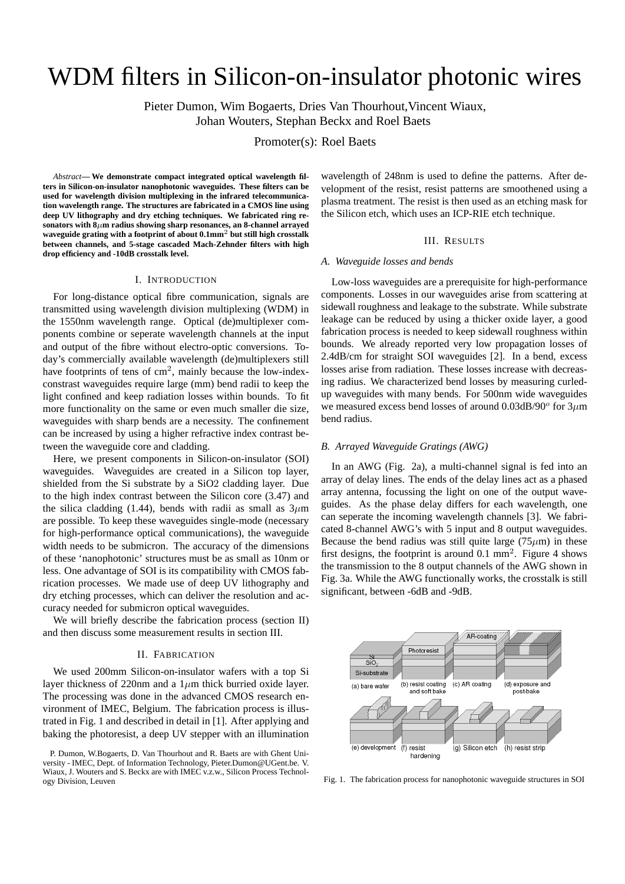# WDM filters in Silicon-on-insulator photonic wires

Pieter Dumon, Wim Bogaerts, Dries Van Thourhout,Vincent Wiaux, Johan Wouters, Stephan Beckx and Roel Baets

Promoter(s): Roel Baets

*Abstract*— **We demonstrate compact integrated optical wavelength filters in Silicon-on-insulator nanophotonic waveguides. These filters can be used for wavelength division multiplexing in the infrared telecommunication wavelength range. The structures are fabricated in a CMOS line using deep UV lithography and dry etching techniques. We fabricated ring resonators with 8$\mu$m radius showing sharp resonances, an 8-channel arrayed waveguide grating with a footprint of about 0.1mm$^2$ but still high crosstalk between channels, and 5-stage cascaded Mach-Zehnder filters with high drop efficiency and -10dB crosstalk level.**

## I. Introduction

For long-distance optical fibre communication, signals are transmitted using wavelength division multiplexing (WDM) in the 1550nm wavelength range. Optical (de)multiplexer components combine or seperate wavelength channels at the input and output of the fibre without electro-optic conversions. Today's commercially available wavelength (de)multiplexers still have footprints of tens of cm$^2$, mainly because the low-index-constrast waveguides require large (mm) bend radii to keep the light confined and keep radiation losses within bounds. To fit more functionality on the same or even much smaller die size, waveguides with sharp bends are a necessity. The confinement can be increased by using a higher refractive index contrast between the waveguide core and cladding.

Here, we present components in Silicon-on-insulator (SOI) waveguides. Waveguides are created in a Silicon top layer, shielded from the Si substrate by a SiO2 cladding layer. Due to the high index contrast between the Silicon core (3.47) and the silica cladding (1.44), bends with radii as small as 3$\mu$m are possible. To keep these waveguides single-mode (necessary for high-performance optical communications), the waveguide width needs to be submicron. The accuracy of the dimensions of these 'nanophotonic' structures must be as small as 10nm or less. One advantage of SOI is its compatibility with CMOS fabrication processes. We made use of deep UV lithography and dry etching processes, which can deliver the resolution and accuracy needed for submicron optical waveguides.

We will briefly describe the fabrication process (section II) and then discuss some measurement results in section III.

## II. Fabrication

We used 200mm Silicon-on-insulator wafers with a top Si layer thickness of 220nm and a 1$\mu$m thick burried oxide layer. The processing was done in the advanced CMOS research environment of IMEC, Belgium. The fabrication process is illustrated in Fig. 1 and described in detail in [1]. After applying and baking the photoresist, a deep UV stepper with an illumination wavelength of 248nm is used to define the patterns. After development of the resist, resist patterns are smoothened using a plasma treatment. The resist is then used as an etching mask for the Silicon etch, which uses an ICP-RIE etch technique.

P. Dumon, W.Bogaerts, D. Van Thourhout and R. Baets are with Ghent University - IMEC, Dept. of Information Technology, Pieter.Dumon@UGent.be. V. Wiaux, J. Wouters and S. Beckx are with IMEC v.z.w., Silicon Process Technology Division, Leuven

## III. Results

### A. Waveguide losses and bends

Low-loss waveguides are a prerequisite for high-performance components. Losses in our waveguides arise from scattering at sidewall roughness and leakage to the substrate. While substrate leakage can be reduced by using a thicker oxide layer, a good fabrication process is needed to keep sidewall roughness within bounds. We already reported very low propagation losses of 2.4dB/cm for straight SOI waveguides [2]. In a bend, excess losses arise from radiation. These losses increase with decreasing radius. We characterized bend losses by measuring curled-up waveguides with many bends. For 500nm wide waveguides we measured excess bend losses of around 0.03dB/90$^o$ for 3$\mu$m bend radius.

### B. Arrayed Waveguide Gratings (AWG)

In an AWG (Fig. 2a), a multi-channel signal is fed into an array of delay lines. The ends of the delay lines act as a phased array antenna, focussing the light on one of the output waveguides. As the phase delay differs for each wavelength, one can seperate the incoming wavelength channels [3]. We fabricated 8-channel AWG's with 5 input and 8 output waveguides. Because the bend radius was still quite large (75$\mu$m) in these first designs, the footprint is around 0.1 mm$^2$. Figure 4 shows the transmission to the 8 output channels of the AWG shown in Fig. 3a. While the AWG functionally works, the crosstalk is still significant, between -6dB and -9dB.

(a) bare wafer (b) resist coating and soft bake (c) AR coating (d) exposure and post-bake (e) development (f) resist hardening (g) Silicon etch (h) resist strip

Fig. 1. The fabrication process for nanophotonic waveguide structures in SOI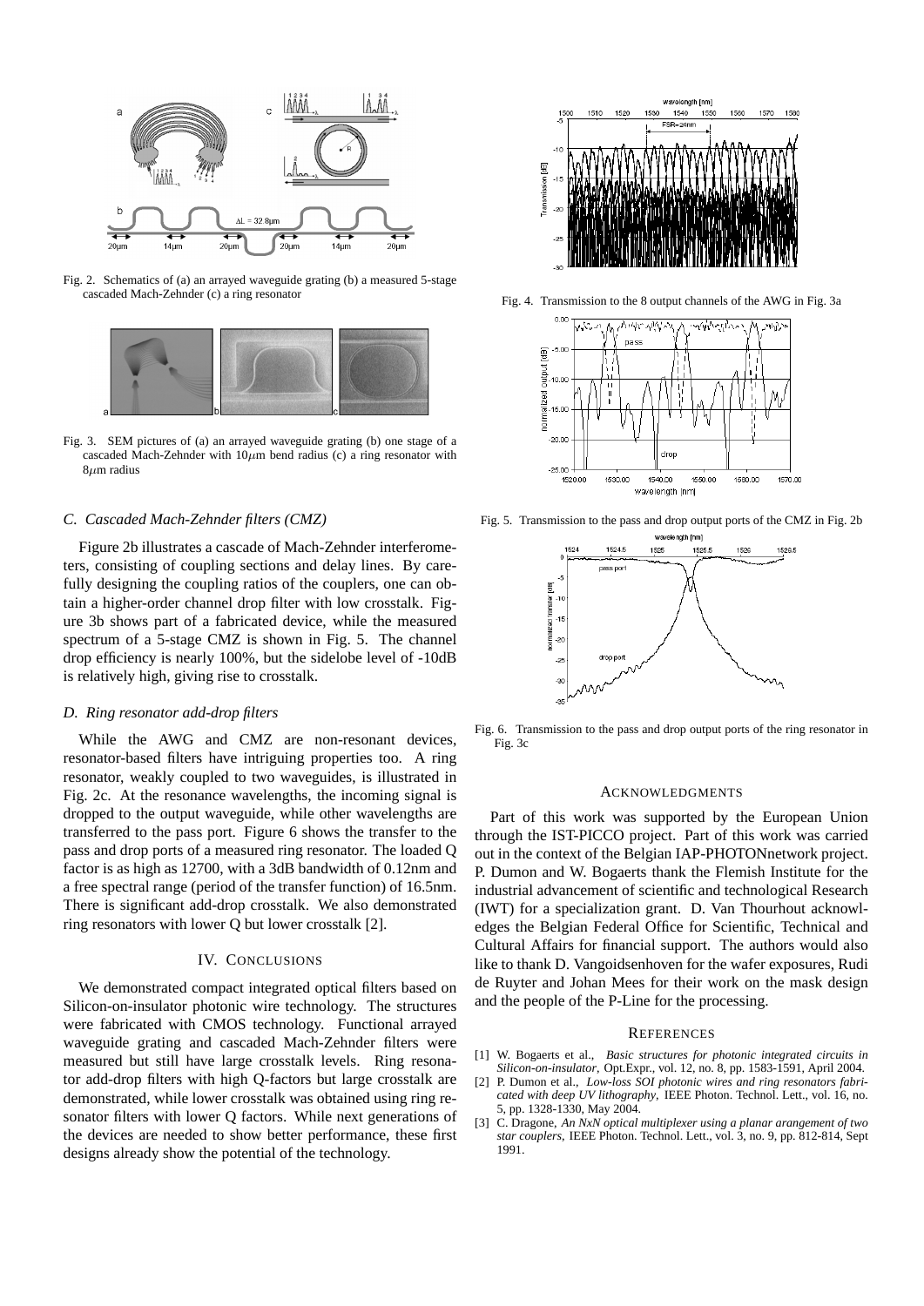a

c

1 2 3 4

1 3 4

2

R

1 2 3 4

b

ΔL = 32.8μm

20μm 14μm 20μm 20μm 14μm 20μm

Fig. 2. Schematics of (a) an arrayed waveguide grating (b) a measured 5-stage cascaded Mach-Zehnder (c) a ring resonator

a b c

Fig. 3. SEM pictures of (a) an arrayed waveguide grating (b) one stage of a cascaded Mach-Zehnder with 10$\mu$m bend radius (c) a ring resonator with 8$\mu$m radius

### C. Cascaded Mach-Zehnder filters (CMZ)

Figure 2b illustrates a cascade of Mach-Zehnder interferometers, consisting of coupling sections and delay lines. By carefully designing the coupling ratios of the couplers, one can obtain a higher-order channel drop filter with low crosstalk. Figure 3b shows part of a fabricated device, while the measured spectrum of a 5-stage CMZ is shown in Fig. 5. The channel drop efficiency is nearly 100%, but the sidelobe level of -10dB is relatively high, giving rise to crosstalk.

### D. Ring resonator add-drop filters

While the AWG and CMZ are non-resonant devices, resonator-based filters have intriguing properties too. A ring resonator, weakly coupled to two waveguides, is illustrated in Fig. 2c. At the resonance wavelengths, the incoming signal is dropped to the output waveguide, while other wavelengths are transferred to the pass port. Figure 6 shows the transfer to the pass and drop ports of a measured ring resonator. The loaded Q factor is as high as 12700, with a 3dB bandwidth of 0.12nm and a free spectral range (period of the transfer function) of 16.5nm. There is significant add-drop crosstalk. We also demonstrated ring resonators with lower Q but lower crosstalk [2].

## IV. Conclusions

We demonstrated compact integrated optical filters based on Silicon-on-insulator photonic wire technology. The structures were fabricated with CMOS technology. Functional arrayed waveguide grating and cascaded Mach-Zehnder filters were measured but still have large crosstalk levels. Ring resonator add-drop filters with high Q-factors but large crosstalk are demonstrated, while lower crosstalk was obtained using ring resonator filters with lower Q factors. While next generations of the devices are needed to show better performance, these first designs already show the potential of the technology.

wavelength [nm]

1500 1510 1520 1530 1540 1550 1560 1570 1580

FSR=24nm

Transmission [dB]

-5 -10 -15 -20 -25 -30

Fig. 4. Transmission to the 8 output channels of the AWG in Fig. 3a

normalized output [dB]

0.00 -5.00 -10.00 -15.00 -20.00 -25.00

pass

drop

1520.00 1530.00 1540.00 1550.00 1560.00 1570.00

wavelength [nm]

Fig. 5. Transmission to the pass and drop output ports of the CMZ in Fig. 2b

wavelength [nm]

1524 1524.5 1525 1525.5 1526 1526.5

normalized transfer [dB]

0 -5 -10 -15 -20 -25 -30 -35

pass port

drop port

Fig. 6. Transmission to the pass and drop output ports of the ring resonator in Fig. 3c

## Acknowledgments

Part of this work was supported by the European Union through the IST-PICCO project. Part of this work was carried out in the context of the Belgian IAP-PHOTONnetwork project. P. Dumon and W. Bogaerts thank the Flemish Institute for the industrial advancement of scientific and technological Research (IWT) for a specialization grant. D. Van Thourhout acknowledges the Belgian Federal Office for Scientific, Technical and Cultural Affairs for financial support. The authors would also like to thank D. Vangoidsenhoven for the wafer exposures, Rudi de Ruyter and Johan Mees for their work on the mask design and the people of the P-Line for the processing.

## References

[1] W. Bogaerts et al., *Basic structures for photonic integrated circuits in Silicon-on-insulator*, Opt.Expr., vol. 12, no. 8, pp. 1583-1591, April 2004.

[2] P. Dumon et al., *Low-loss SOI photonic wires and ring resonators fabricated with deep UV lithography*, IEEE Photon. Technol. Lett., vol. 16, no. 5, pp. 1328-1330, May 2004.

[3] C. Dragone, *An NxN optical multiplexer using a planar arrangement of two star couplers*, IEEE Photon. Technol. Lett., vol. 3, no. 9, pp. 812-814, Sept 1991.